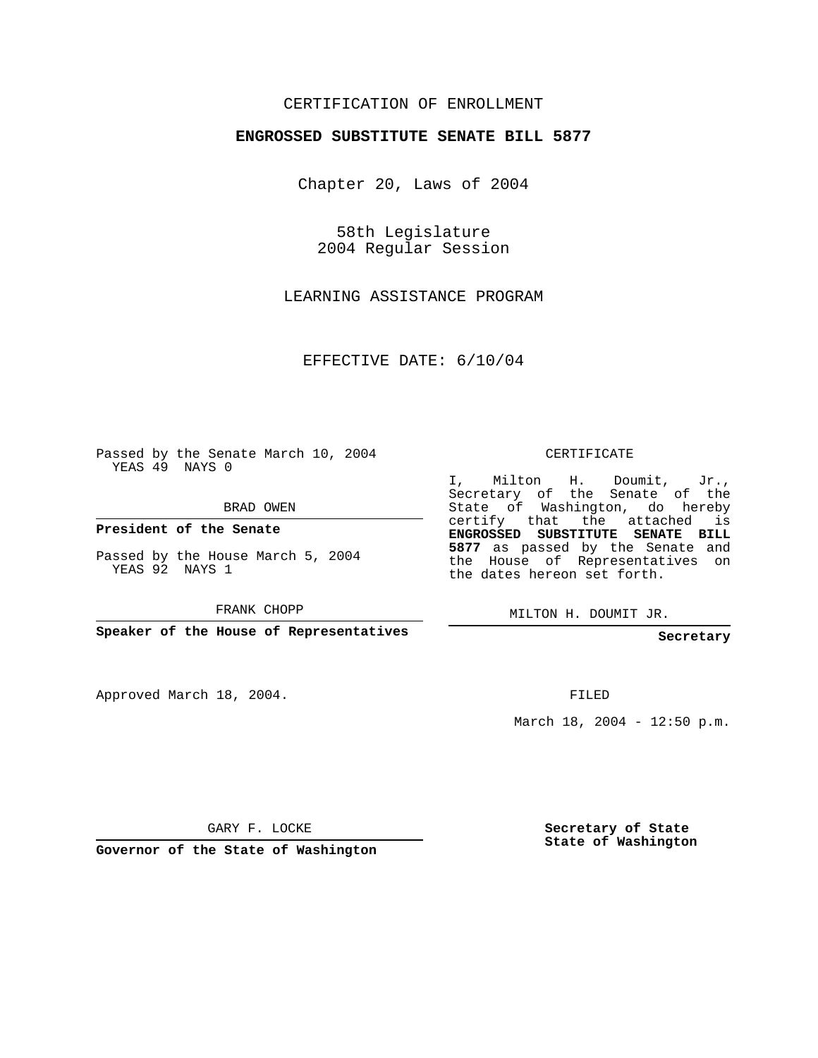CERTIFICATION OF ENROLLMENT

**ENGROSSED SUBSTITUTE SENATE BILL 5877**

Chapter 20, Laws of 2004

58th Legislature
2004 Regular Session

LEARNING ASSISTANCE PROGRAM

EFFECTIVE DATE: 6/10/04

Passed by the Senate March 10, 2004
YEAS 49 NAYS 0

BRAD OWEN

**President of the Senate**

Passed by the House March 5, 2004
YEAS 92 NAYS 1

FRANK CHOPP

**Speaker of the House of Representatives**

CERTIFICATE

I, Milton H. Doumit, Jr., Secretary of the Senate of the State of Washington, do hereby certify that the attached is **ENGROSSED SUBSTITUTE SENATE BILL 5877** as passed by the Senate and the House of Representatives on the dates hereon set forth.

MILTON H. DOUMIT JR.

**Secretary**

Approved March 18, 2004.

FILED

March 18, 2004 - 12:50 p.m.

GARY F. LOCKE

**Governor of the State of Washington**

**Secretary of State**
**State of Washington**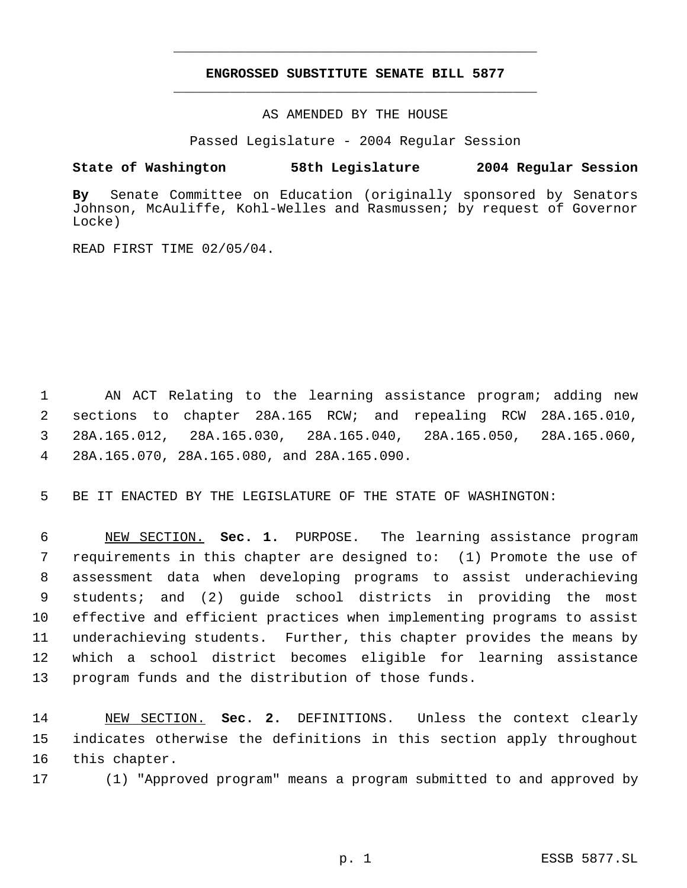**ENGROSSED SUBSTITUTE SENATE BILL 5877**

AS AMENDED BY THE HOUSE

Passed Legislature - 2004 Regular Session

**State of Washington 58th Legislature 2004 Regular Session**

**By** Senate Committee on Education (originally sponsored by Senators Johnson, McAuliffe, Kohl-Welles and Rasmussen; by request of Governor Locke)

READ FIRST TIME 02/05/04.

AN ACT Relating to the learning assistance program; adding new sections to chapter 28A.165 RCW; and repealing RCW 28A.165.010, 28A.165.012, 28A.165.030, 28A.165.040, 28A.165.050, 28A.165.060, 28A.165.070, 28A.165.080, and 28A.165.090.

BE IT ENACTED BY THE LEGISLATURE OF THE STATE OF WASHINGTON:

NEW SECTION. **Sec. 1.** PURPOSE. The learning assistance program requirements in this chapter are designed to: (1) Promote the use of assessment data when developing programs to assist underachieving students; and (2) guide school districts in providing the most effective and efficient practices when implementing programs to assist underachieving students. Further, this chapter provides the means by which a school district becomes eligible for learning assistance program funds and the distribution of those funds.

NEW SECTION. **Sec. 2.** DEFINITIONS. Unless the context clearly indicates otherwise the definitions in this section apply throughout this chapter.

(1) "Approved program" means a program submitted to and approved by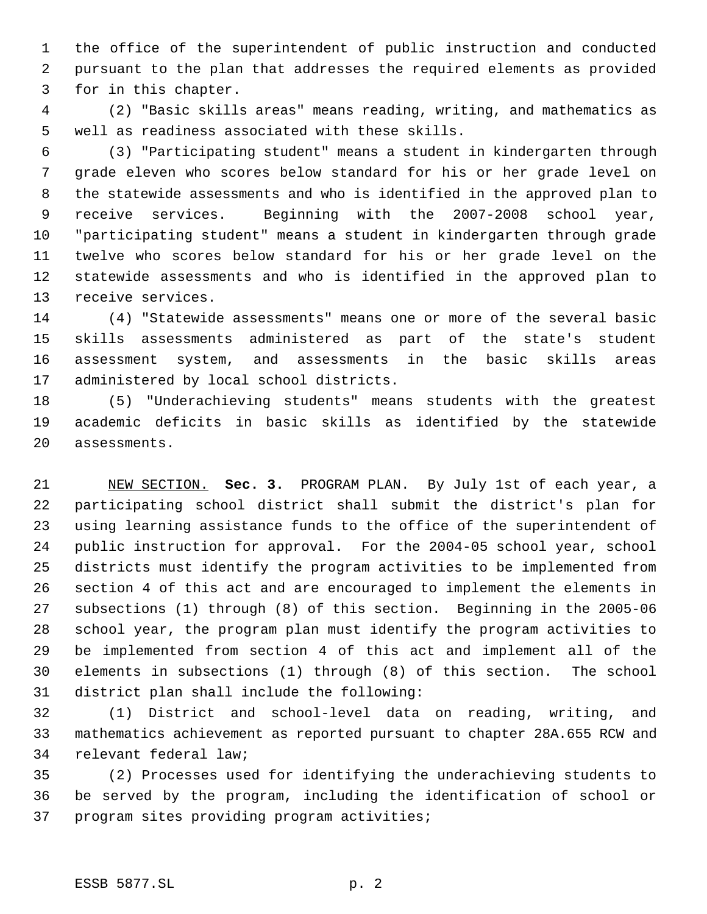the office of the superintendent of public instruction and conducted pursuant to the plan that addresses the required elements as provided for in this chapter.

(2) "Basic skills areas" means reading, writing, and mathematics as well as readiness associated with these skills.

(3) "Participating student" means a student in kindergarten through grade eleven who scores below standard for his or her grade level on the statewide assessments and who is identified in the approved plan to receive services. Beginning with the 2007-2008 school year, "participating student" means a student in kindergarten through grade twelve who scores below standard for his or her grade level on the statewide assessments and who is identified in the approved plan to receive services.

(4) "Statewide assessments" means one or more of the several basic skills assessments administered as part of the state's student assessment system, and assessments in the basic skills areas administered by local school districts.

(5) "Underachieving students" means students with the greatest academic deficits in basic skills as identified by the statewide assessments.

NEW SECTION. **Sec. 3.** PROGRAM PLAN. By July 1st of each year, a participating school district shall submit the district's plan for using learning assistance funds to the office of the superintendent of public instruction for approval. For the 2004-05 school year, school districts must identify the program activities to be implemented from section 4 of this act and are encouraged to implement the elements in subsections (1) through (8) of this section. Beginning in the 2005-06 school year, the program plan must identify the program activities to be implemented from section 4 of this act and implement all of the elements in subsections (1) through (8) of this section. The school district plan shall include the following:

(1) District and school-level data on reading, writing, and mathematics achievement as reported pursuant to chapter 28A.655 RCW and relevant federal law;

(2) Processes used for identifying the underachieving students to be served by the program, including the identification of school or program sites providing program activities;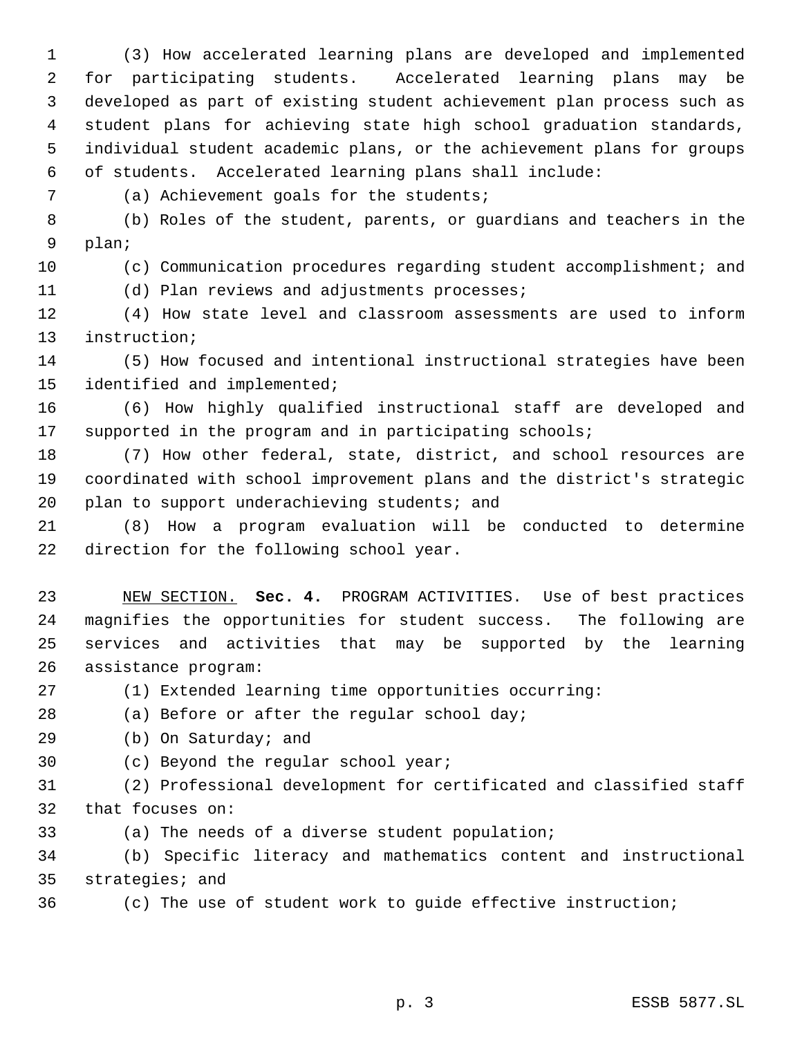(3) How accelerated learning plans are developed and implemented for participating students. Accelerated learning plans may be developed as part of existing student achievement plan process such as student plans for achieving state high school graduation standards, individual student academic plans, or the achievement plans for groups of students. Accelerated learning plans shall include:

(a) Achievement goals for the students;

(b) Roles of the student, parents, or guardians and teachers in the plan;

(c) Communication procedures regarding student accomplishment; and

(d) Plan reviews and adjustments processes;

(4) How state level and classroom assessments are used to inform instruction;

(5) How focused and intentional instructional strategies have been identified and implemented;

(6) How highly qualified instructional staff are developed and supported in the program and in participating schools;

(7) How other federal, state, district, and school resources are coordinated with school improvement plans and the district's strategic plan to support underachieving students; and

(8) How a program evaluation will be conducted to determine direction for the following school year.

NEW SECTION. **Sec. 4.** PROGRAM ACTIVITIES. Use of best practices magnifies the opportunities for student success. The following are services and activities that may be supported by the learning assistance program:

(1) Extended learning time opportunities occurring:

(a) Before or after the regular school day;

(b) On Saturday; and

(c) Beyond the regular school year;

(2) Professional development for certificated and classified staff that focuses on:

(a) The needs of a diverse student population;

(b) Specific literacy and mathematics content and instructional strategies; and

(c) The use of student work to guide effective instruction;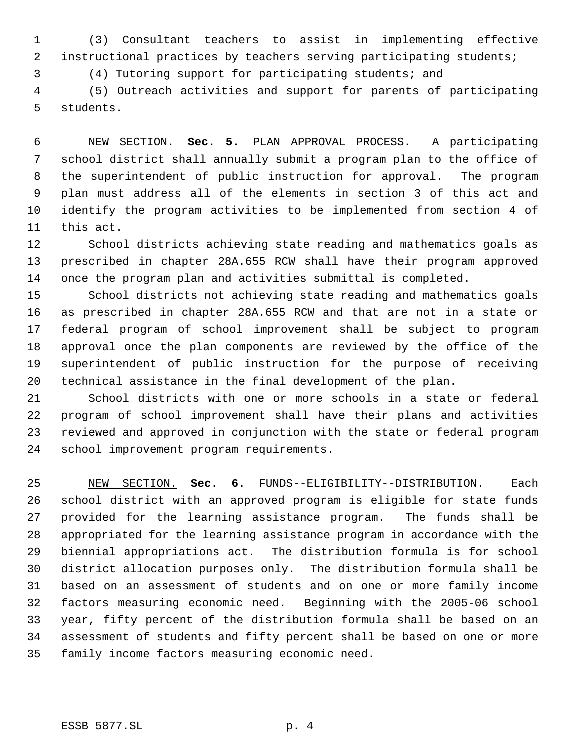(3) Consultant teachers to assist in implementing effective instructional practices by teachers serving participating students;

(4) Tutoring support for participating students; and

(5) Outreach activities and support for parents of participating students.

NEW SECTION. **Sec. 5.** PLAN APPROVAL PROCESS. A participating school district shall annually submit a program plan to the office of the superintendent of public instruction for approval. The program plan must address all of the elements in section 3 of this act and identify the program activities to be implemented from section 4 of this act.

School districts achieving state reading and mathematics goals as prescribed in chapter 28A.655 RCW shall have their program approved once the program plan and activities submittal is completed.

School districts not achieving state reading and mathematics goals as prescribed in chapter 28A.655 RCW and that are not in a state or federal program of school improvement shall be subject to program approval once the plan components are reviewed by the office of the superintendent of public instruction for the purpose of receiving technical assistance in the final development of the plan.

School districts with one or more schools in a state or federal program of school improvement shall have their plans and activities reviewed and approved in conjunction with the state or federal program school improvement program requirements.

NEW SECTION. **Sec. 6.** FUNDS--ELIGIBILITY--DISTRIBUTION. Each school district with an approved program is eligible for state funds provided for the learning assistance program. The funds shall be appropriated for the learning assistance program in accordance with the biennial appropriations act. The distribution formula is for school district allocation purposes only. The distribution formula shall be based on an assessment of students and on one or more family income factors measuring economic need. Beginning with the 2005-06 school year, fifty percent of the distribution formula shall be based on an assessment of students and fifty percent shall be based on one or more family income factors measuring economic need.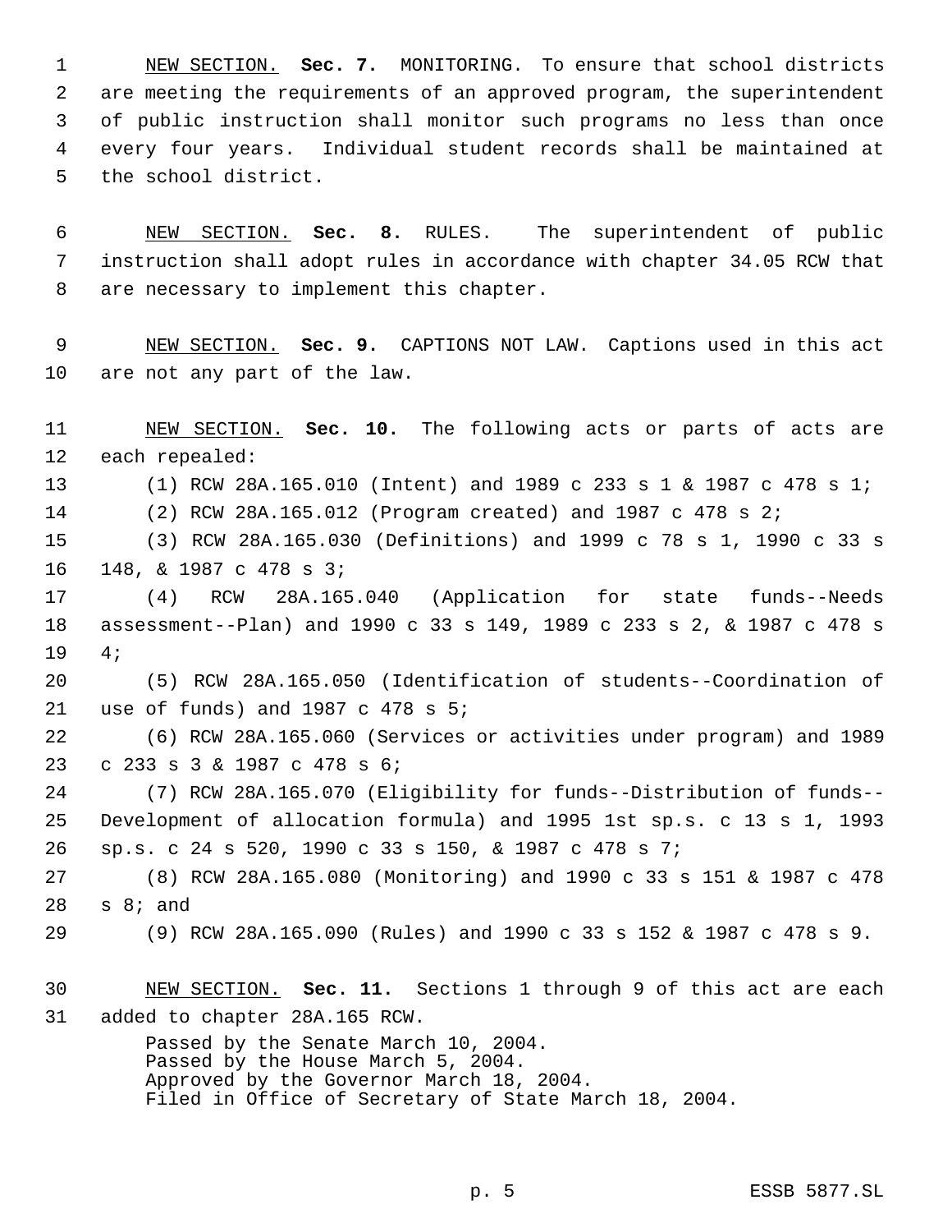NEW SECTION. **Sec. 7.** MONITORING. To ensure that school districts are meeting the requirements of an approved program, the superintendent of public instruction shall monitor such programs no less than once every four years. Individual student records shall be maintained at the school district.

NEW SECTION. **Sec. 8.** RULES. The superintendent of public instruction shall adopt rules in accordance with chapter 34.05 RCW that are necessary to implement this chapter.

NEW SECTION. **Sec. 9.** CAPTIONS NOT LAW. Captions used in this act are not any part of the law.

NEW SECTION. **Sec. 10.** The following acts or parts of acts are each repealed:

(1) RCW 28A.165.010 (Intent) and 1989 c 233 s 1 & 1987 c 478 s 1;

(2) RCW 28A.165.012 (Program created) and 1987 c 478 s 2;

(3) RCW 28A.165.030 (Definitions) and 1999 c 78 s 1, 1990 c 33 s 148, & 1987 c 478 s 3;

(4) RCW 28A.165.040 (Application for state funds--Needs assessment--Plan) and 1990 c 33 s 149, 1989 c 233 s 2, & 1987 c 478 s 4;

(5) RCW 28A.165.050 (Identification of students--Coordination of use of funds) and 1987 c 478 s 5;

(6) RCW 28A.165.060 (Services or activities under program) and 1989 c 233 s 3 & 1987 c 478 s 6;

(7) RCW 28A.165.070 (Eligibility for funds--Distribution of funds--Development of allocation formula) and 1995 1st sp.s. c 13 s 1, 1993 sp.s. c 24 s 520, 1990 c 33 s 150, & 1987 c 478 s 7;

(8) RCW 28A.165.080 (Monitoring) and 1990 c 33 s 151 & 1987 c 478 s 8; and

(9) RCW 28A.165.090 (Rules) and 1990 c 33 s 152 & 1987 c 478 s 9.

NEW SECTION. **Sec. 11.** Sections 1 through 9 of this act are each added to chapter 28A.165 RCW.

Passed by the Senate March 10, 2004.
Passed by the House March 5, 2004.
Approved by the Governor March 18, 2004.
Filed in Office of Secretary of State March 18, 2004.